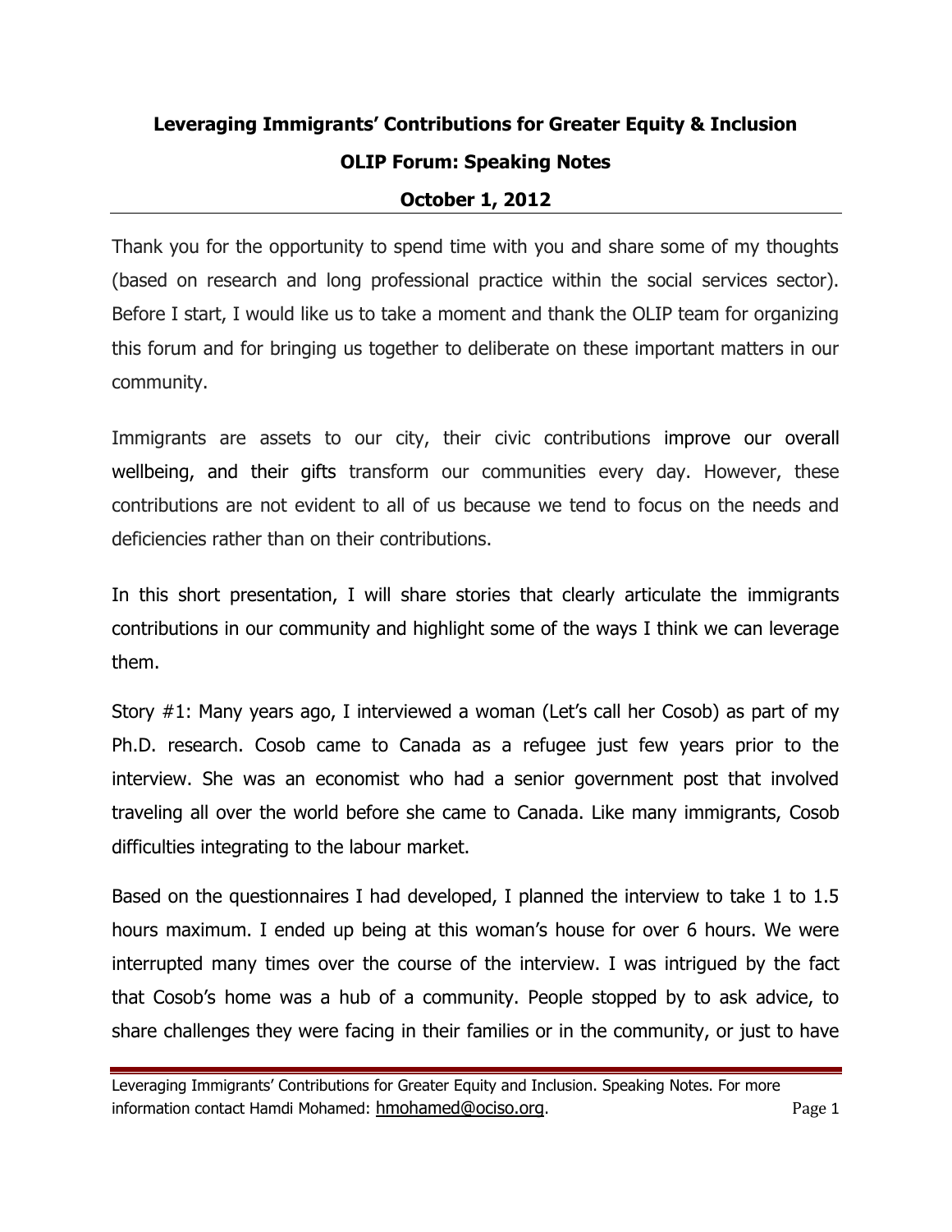# Leveraging Immigrants' Contributions for Greater Equity & Inclusion

## OLIP Forum: Speaking Notes

### October 1, 2012

Thank you for the opportunity to spend time with you and share some of my thoughts (based on research and long professional practice within the social services sector). Before I start, I would like us to take a moment and thank the OLIP team for organizing this forum and for bringing us together to deliberate on these important matters in our community.

Immigrants are assets to our city, their civic contributions improve our overall wellbeing, and their gifts transform our communities every day. However, these contributions are not evident to all of us because we tend to focus on the needs and deficiencies rather than on their contributions.

In this short presentation, I will share stories that clearly articulate the immigrants contributions in our community and highlight some of the ways I think we can leverage them.

Story #1: Many years ago, I interviewed a woman (Let's call her Cosob) as part of my Ph.D. research. Cosob came to Canada as a refugee just few years prior to the interview. She was an economist who had a senior government post that involved traveling all over the world before she came to Canada. Like many immigrants, Cosob difficulties integrating to the labour market.

Based on the questionnaires I had developed, I planned the interview to take 1 to 1.5 hours maximum. I ended up being at this woman's house for over 6 hours. We were interrupted many times over the course of the interview. I was intrigued by the fact that Cosob's home was a hub of a community. People stopped by to ask advice, to share challenges they were facing in their families or in the community, or just to have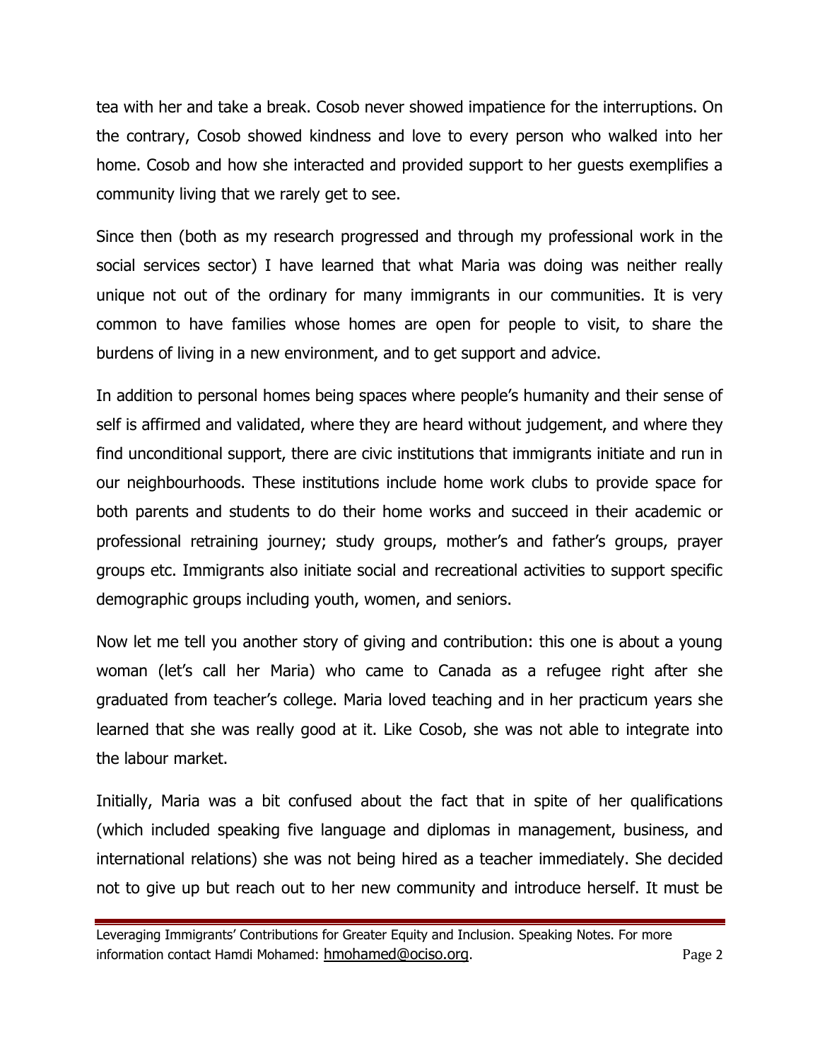tea with her and take a break. Cosob never showed impatience for the interruptions. On the contrary, Cosob showed kindness and love to every person who walked into her home. Cosob and how she interacted and provided support to her guests exemplifies a community living that we rarely get to see.

Since then (both as my research progressed and through my professional work in the social services sector) I have learned that what Maria was doing was neither really unique not out of the ordinary for many immigrants in our communities. It is very common to have families whose homes are open for people to visit, to share the burdens of living in a new environment, and to get support and advice.

In addition to personal homes being spaces where people's humanity and their sense of self is affirmed and validated, where they are heard without judgement, and where they find unconditional support, there are civic institutions that immigrants initiate and run in our neighbourhoods. These institutions include home work clubs to provide space for both parents and students to do their home works and succeed in their academic or professional retraining journey; study groups, mother's and father's groups, prayer groups etc. Immigrants also initiate social and recreational activities to support specific demographic groups including youth, women, and seniors.

Now let me tell you another story of giving and contribution: this one is about a young woman (let's call her Maria) who came to Canada as a refugee right after she graduated from teacher's college. Maria loved teaching and in her practicum years she learned that she was really good at it. Like Cosob, she was not able to integrate into the labour market.

Initially, Maria was a bit confused about the fact that in spite of her qualifications (which included speaking five language and diplomas in management, business, and international relations) she was not being hired as a teacher immediately. She decided not to give up but reach out to her new community and introduce herself. It must be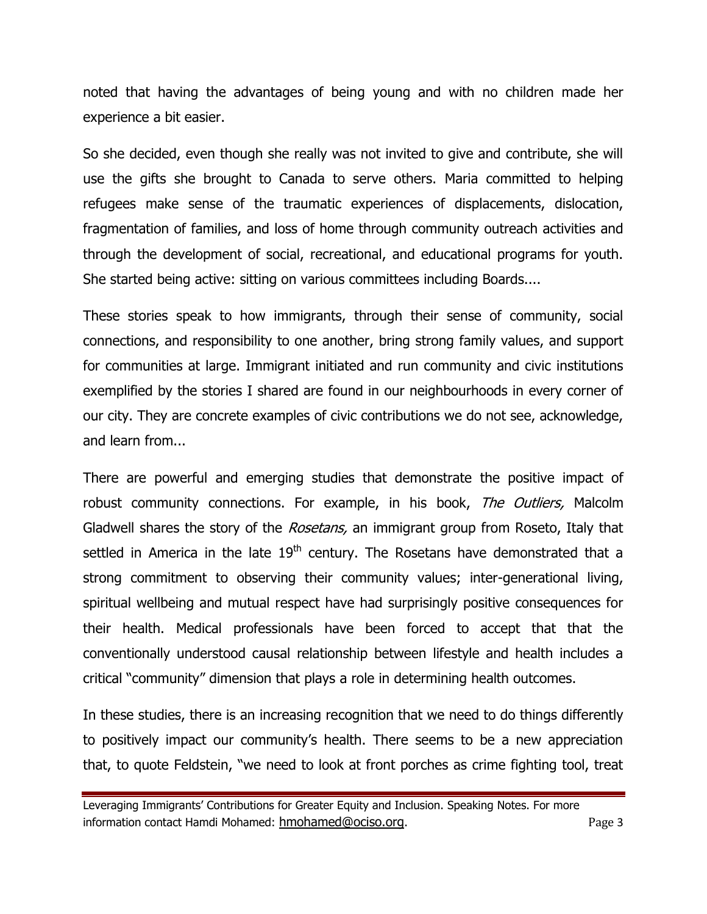noted that having the advantages of being young and with no children made her experience a bit easier.

So she decided, even though she really was not invited to give and contribute, she will use the gifts she brought to Canada to serve others. Maria committed to helping refugees make sense of the traumatic experiences of displacements, dislocation, fragmentation of families, and loss of home through community outreach activities and through the development of social, recreational, and educational programs for youth. She started being active: sitting on various committees including Boards....

These stories speak to how immigrants, through their sense of community, social connections, and responsibility to one another, bring strong family values, and support for communities at large. Immigrant initiated and run community and civic institutions exemplified by the stories I shared are found in our neighbourhoods in every corner of our city. They are concrete examples of civic contributions we do not see, acknowledge, and learn from...

There are powerful and emerging studies that demonstrate the positive impact of robust community connections. For example, in his book, *The Outliers,* Malcolm Gladwell shares the story of the *Rosetans,* an immigrant group from Roseto, Italy that settled in America in the late 19th century. The Rosetans have demonstrated that a strong commitment to observing their community values; inter-generational living, spiritual wellbeing and mutual respect have had surprisingly positive consequences for their health. Medical professionals have been forced to accept that that the conventionally understood causal relationship between lifestyle and health includes a critical "community" dimension that plays a role in determining health outcomes.

In these studies, there is an increasing recognition that we need to do things differently to positively impact our community's health. There seems to be a new appreciation that, to quote Feldstein, "we need to look at front porches as crime fighting tool, treat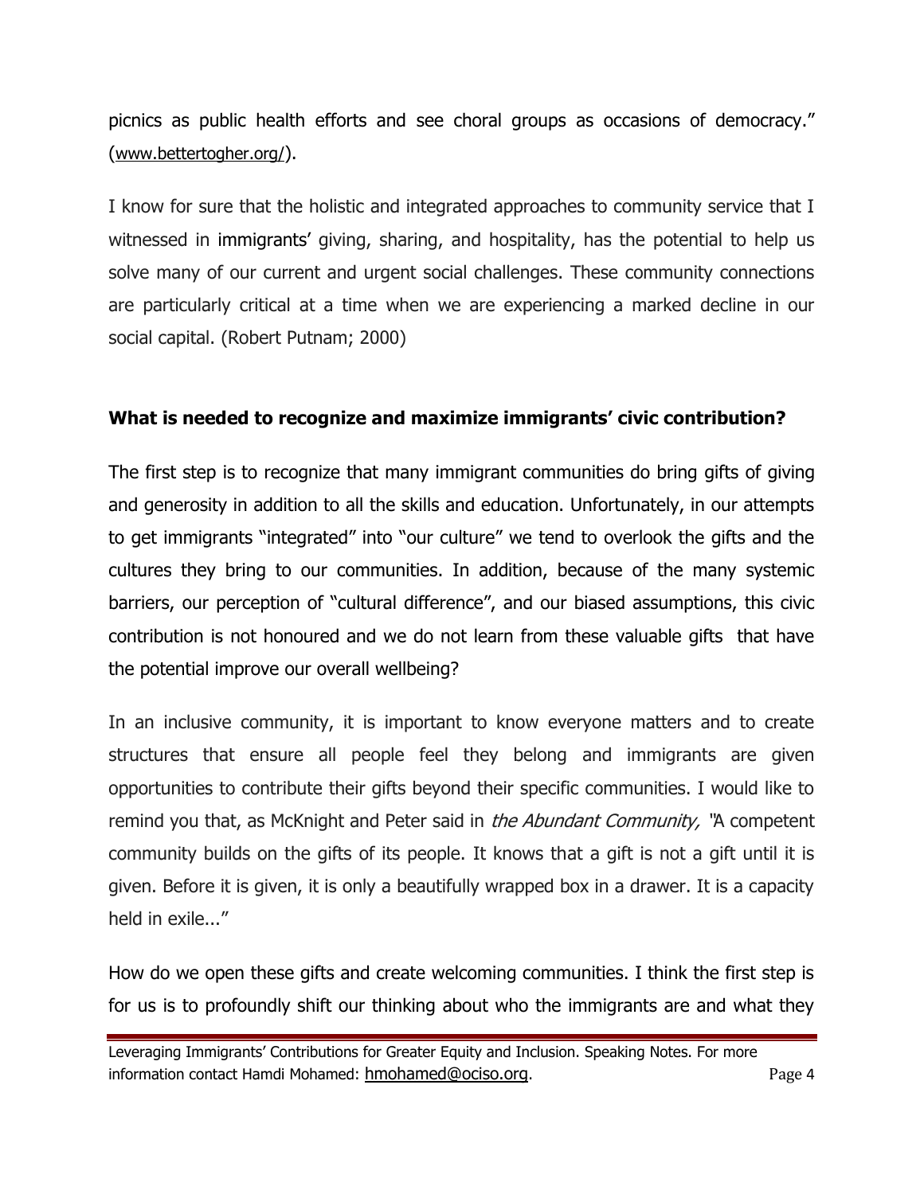picnics as public health efforts and see choral groups as occasions of democracy." (www.bettertogher.org/).

I know for sure that the holistic and integrated approaches to community service that I witnessed in immigrants' giving, sharing, and hospitality, has the potential to help us solve many of our current and urgent social challenges. These community connections are particularly critical at a time when we are experiencing a marked decline in our social capital. (Robert Putnam; 2000)

## What is needed to recognize and maximize immigrants' civic contribution?

The first step is to recognize that many immigrant communities do bring gifts of giving and generosity in addition to all the skills and education. Unfortunately, in our attempts to get immigrants "integrated" into "our culture" we tend to overlook the gifts and the cultures they bring to our communities. In addition, because of the many systemic barriers, our perception of "cultural difference", and our biased assumptions, this civic contribution is not honoured and we do not learn from these valuable gifts that have the potential improve our overall wellbeing?

In an inclusive community, it is important to know everyone matters and to create structures that ensure all people feel they belong and immigrants are given opportunities to contribute their gifts beyond their specific communities. I would like to remind you that, as McKnight and Peter said in *the Abundant Community,* "A competent community builds on the gifts of its people. It knows that a gift is not a gift until it is given. Before it is given, it is only a beautifully wrapped box in a drawer. It is a capacity held in exile..."

How do we open these gifts and create welcoming communities. I think the first step is for us is to profoundly shift our thinking about who the immigrants are and what they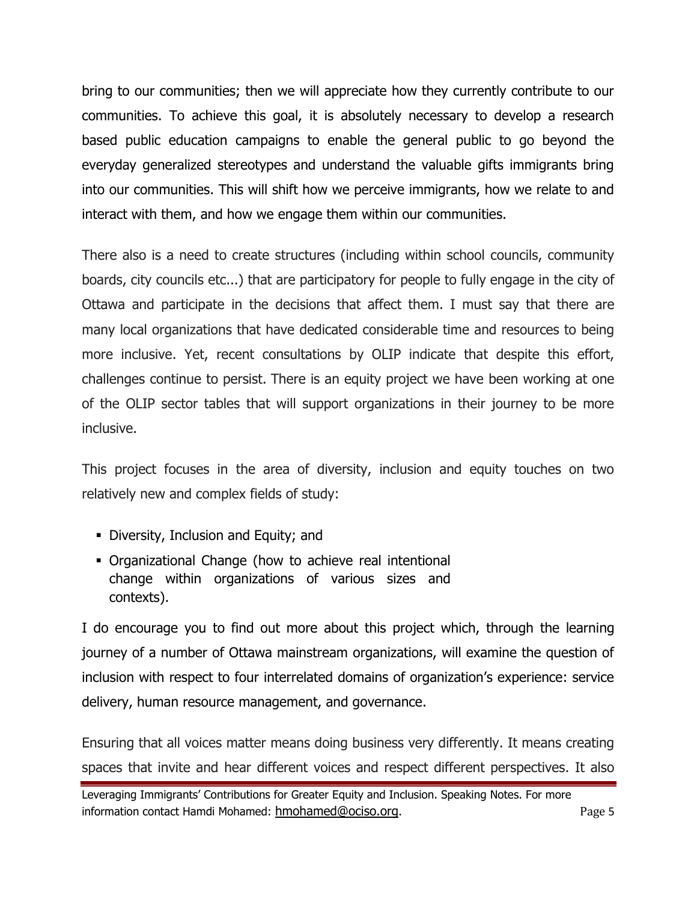bring to our communities; then we will appreciate how they currently contribute to our communities. To achieve this goal, it is absolutely necessary to develop a research based public education campaigns to enable the general public to go beyond the everyday generalized stereotypes and understand the valuable gifts immigrants bring into our communities. This will shift how we perceive immigrants, how we relate to and interact with them, and how we engage them within our communities.

There also is a need to create structures (including within school councils, community boards, city councils etc...) that are participatory for people to fully engage in the city of Ottawa and participate in the decisions that affect them. I must say that there are many local organizations that have dedicated considerable time and resources to being more inclusive. Yet, recent consultations by OLIP indicate that despite this effort, challenges continue to persist. There is an equity project we have been working at one of the OLIP sector tables that will support organizations in their journey to be more inclusive.

This project focuses in the area of diversity, inclusion and equity touches on two relatively new and complex fields of study:

- Diversity, Inclusion and Equity; and
- Organizational Change (how to achieve real intentional change within organizations of various sizes and contexts).

I do encourage you to find out more about this project which, through the learning journey of a number of Ottawa mainstream organizations, will examine the question of inclusion with respect to four interrelated domains of organization's experience: service delivery, human resource management, and governance.

Ensuring that all voices matter means doing business very differently. It means creating spaces that invite and hear different voices and respect different perspectives. It also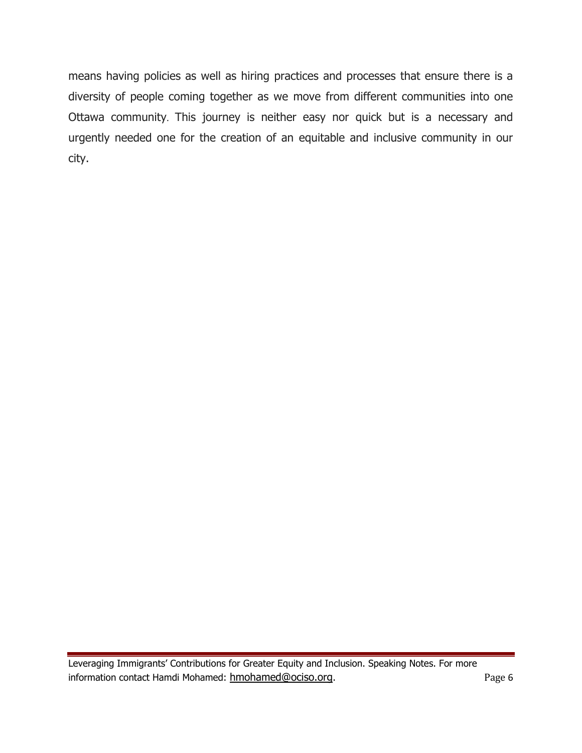means having policies as well as hiring practices and processes that ensure there is a diversity of people coming together as we move from different communities into one Ottawa community. This journey is neither easy nor quick but is a necessary and urgently needed one for the creation of an equitable and inclusive community in our city.